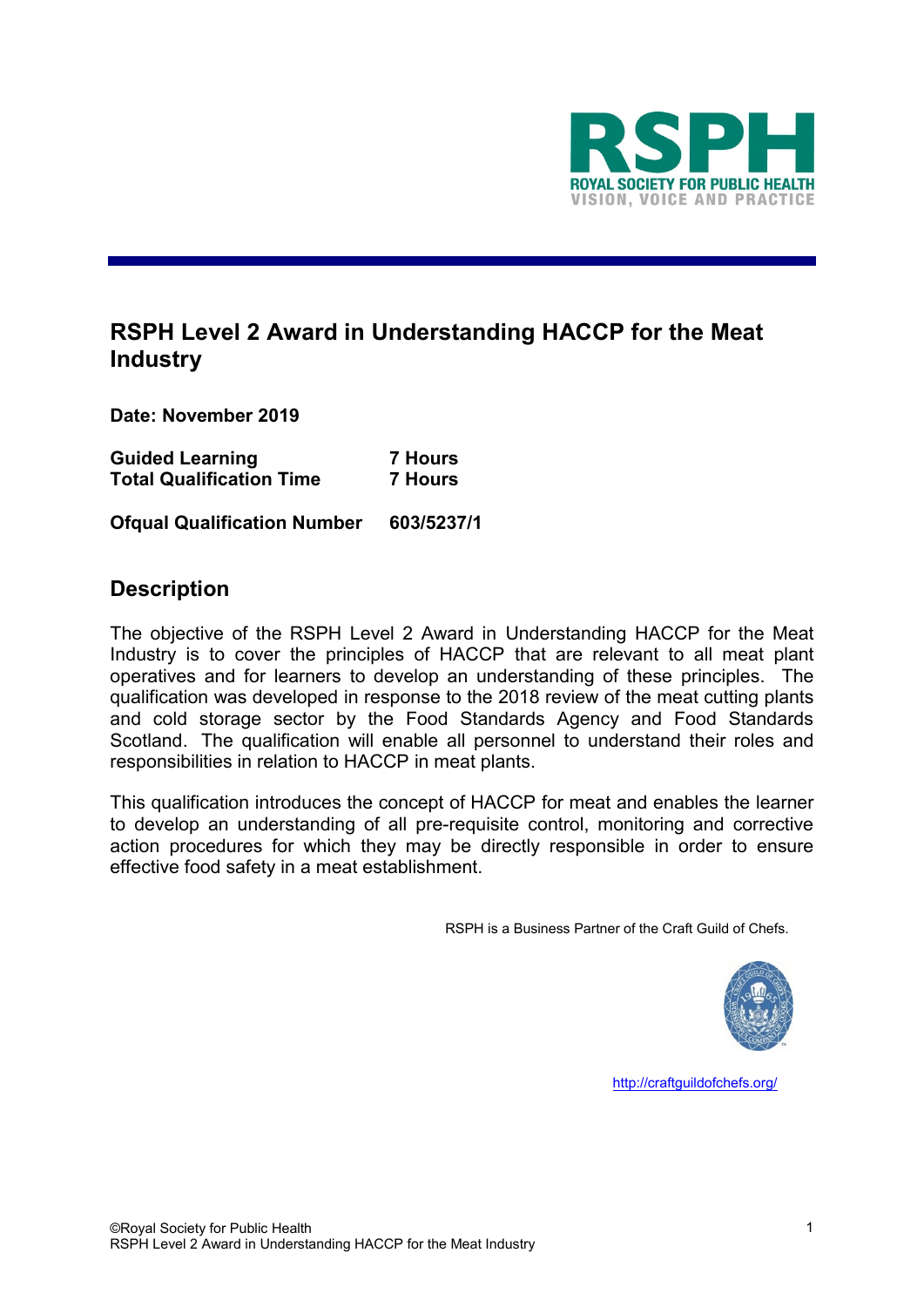# RSPH Level 2 Award in Understanding HACCP for the Meat Industry

**Date: November 2019**

**Guided Learning** **7 Hours**
**Total Qualification Time** **7 Hours**

**Ofqual Qualification Number** **603/5237/1**

## Description

The objective of the RSPH Level 2 Award in Understanding HACCP for the Meat Industry is to cover the principles of HACCP that are relevant to all meat plant operatives and for learners to develop an understanding of these principles. The qualification was developed in response to the 2018 review of the meat cutting plants and cold storage sector by the Food Standards Agency and Food Standards Scotland. The qualification will enable all personnel to understand their roles and responsibilities in relation to HACCP in meat plants.

This qualification introduces the concept of HACCP for meat and enables the learner to develop an understanding of all pre-requisite control, monitoring and corrective action procedures for which they may be directly responsible in order to ensure effective food safety in a meat establishment.

RSPH is a Business Partner of the Craft Guild of Chefs.

http://craftguildofchefs.org/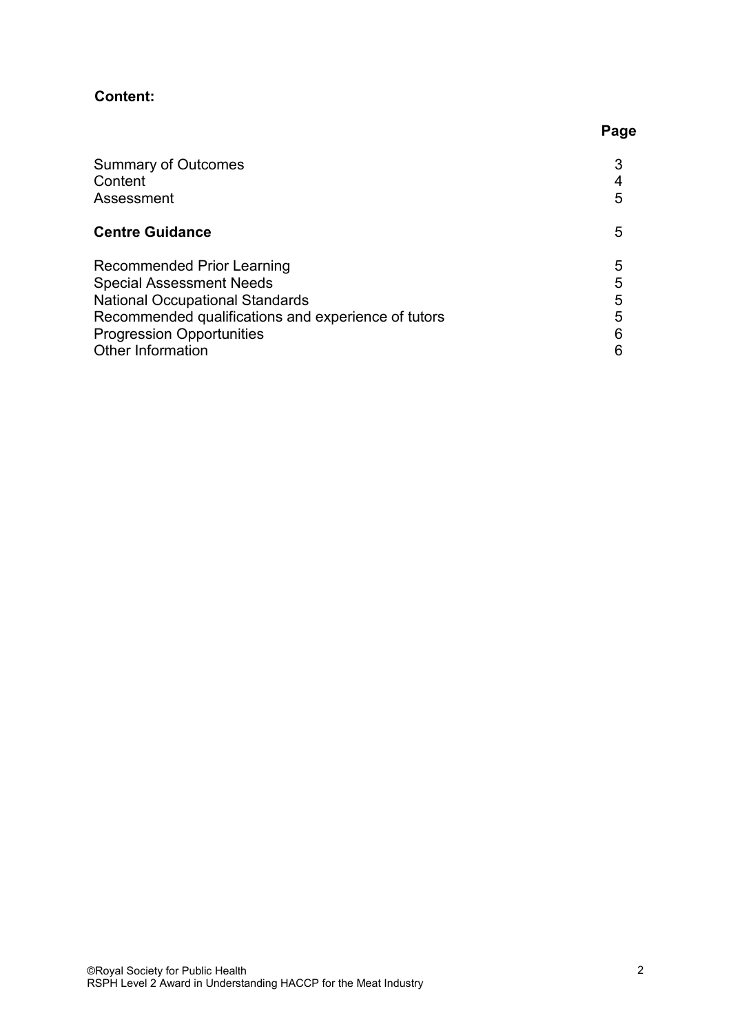**Content:**

| | Page |
|---|---|
| Summary of Outcomes | 3 |
| Content | 4 |
| Assessment | 5 |
| **Centre Guidance** | 5 |
| Recommended Prior Learning | 5 |
| Special Assessment Needs | 5 |
| National Occupational Standards | 5 |
| Recommended qualifications and experience of tutors | 5 |
| Progression Opportunities | 6 |
| Other Information | 6 |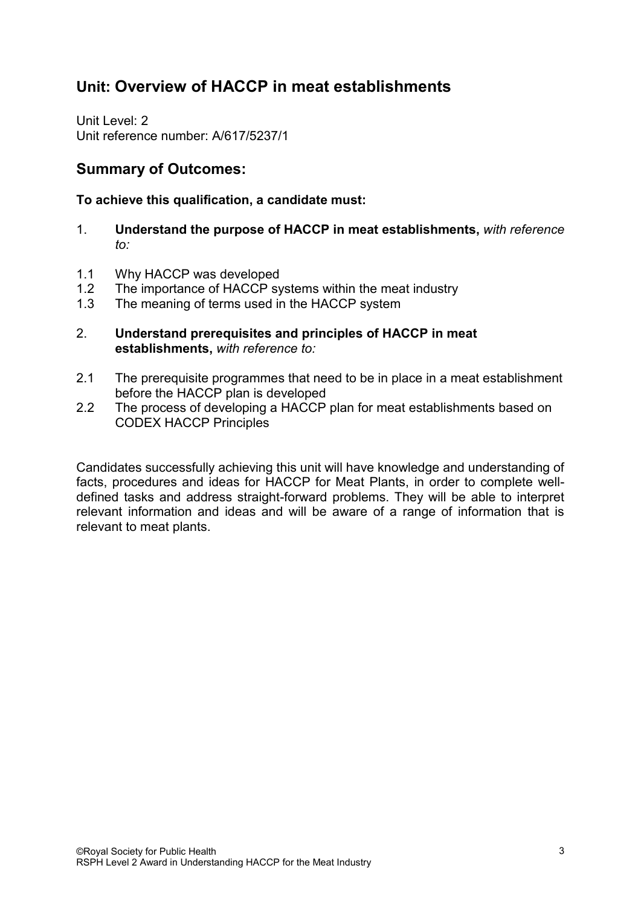## Unit: Overview of HACCP in meat establishments

Unit Level: 2
Unit reference number: A/617/5237/1

## Summary of Outcomes:

**To achieve this qualification, a candidate must:**

1. **Understand the purpose of HACCP in meat establishments,** *with reference to:*

1.1 Why HACCP was developed
1.2 The importance of HACCP systems within the meat industry
1.3 The meaning of terms used in the HACCP system

2. **Understand prerequisites and principles of HACCP in meat establishments,** *with reference to:*

2.1 The prerequisite programmes that need to be in place in a meat establishment before the HACCP plan is developed
2.2 The process of developing a HACCP plan for meat establishments based on CODEX HACCP Principles

Candidates successfully achieving this unit will have knowledge and understanding of facts, procedures and ideas for HACCP for Meat Plants, in order to complete well-defined tasks and address straight-forward problems. They will be able to interpret relevant information and ideas and will be aware of a range of information that is relevant to meat plants.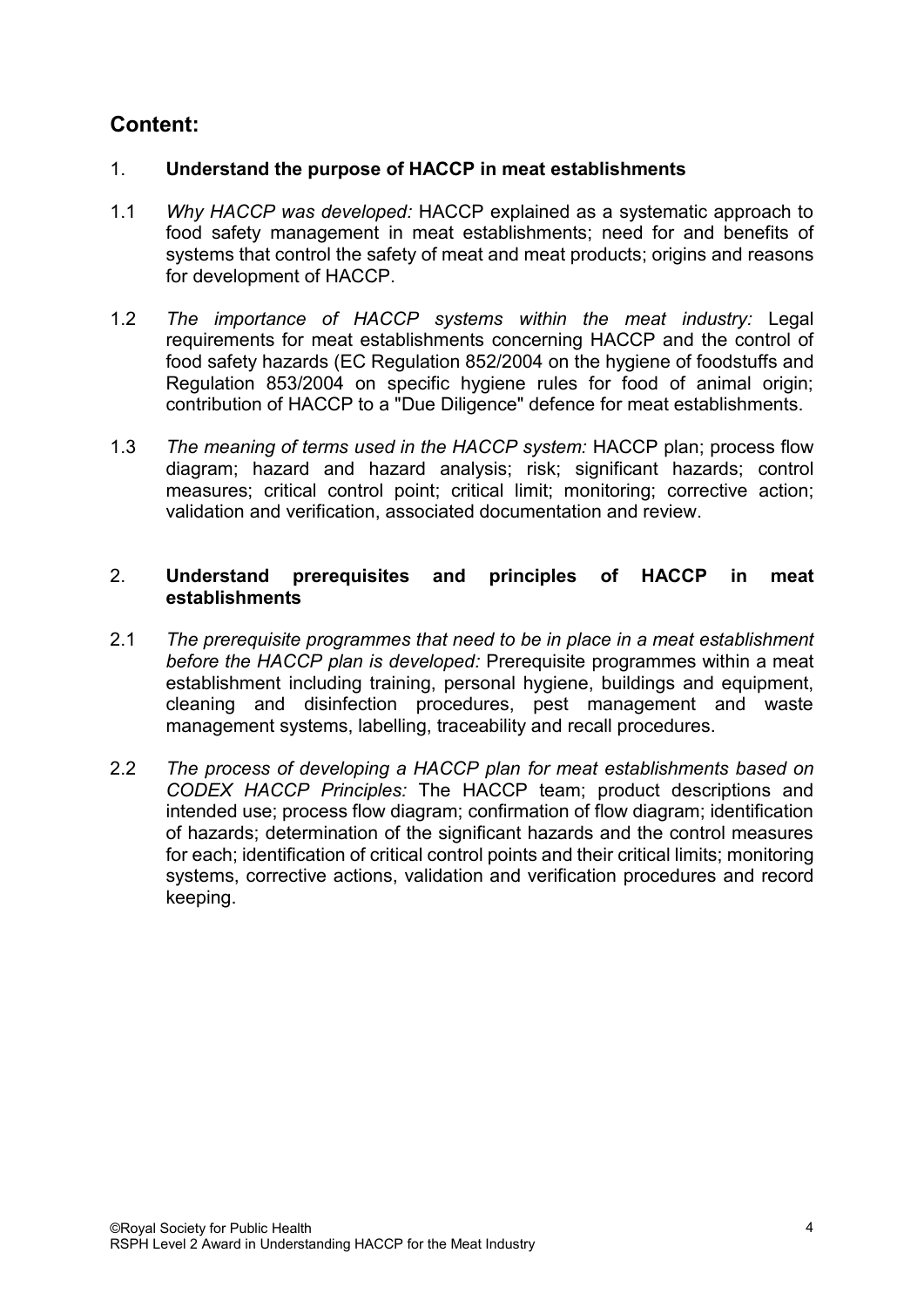## Content:

1. **Understand the purpose of HACCP in meat establishments**

1.1 *Why HACCP was developed:* HACCP explained as a systematic approach to food safety management in meat establishments; need for and benefits of systems that control the safety of meat and meat products; origins and reasons for development of HACCP.

1.2 *The importance of HACCP systems within the meat industry:* Legal requirements for meat establishments concerning HACCP and the control of food safety hazards (EC Regulation 852/2004 on the hygiene of foodstuffs and Regulation 853/2004 on specific hygiene rules for food of animal origin; contribution of HACCP to a "Due Diligence" defence for meat establishments.

1.3 *The meaning of terms used in the HACCP system:* HACCP plan; process flow diagram; hazard and hazard analysis; risk; significant hazards; control measures; critical control point; critical limit; monitoring; corrective action; validation and verification, associated documentation and review.

2. **Understand prerequisites and principles of HACCP in meat establishments**

2.1 *The prerequisite programmes that need to be in place in a meat establishment before the HACCP plan is developed:* Prerequisite programmes within a meat establishment including training, personal hygiene, buildings and equipment, cleaning and disinfection procedures, pest management and waste management systems, labelling, traceability and recall procedures.

2.2 *The process of developing a HACCP plan for meat establishments based on CODEX HACCP Principles:* The HACCP team; product descriptions and intended use; process flow diagram; confirmation of flow diagram; identification of hazards; determination of the significant hazards and the control measures for each; identification of critical control points and their critical limits; monitoring systems, corrective actions, validation and verification procedures and record keeping.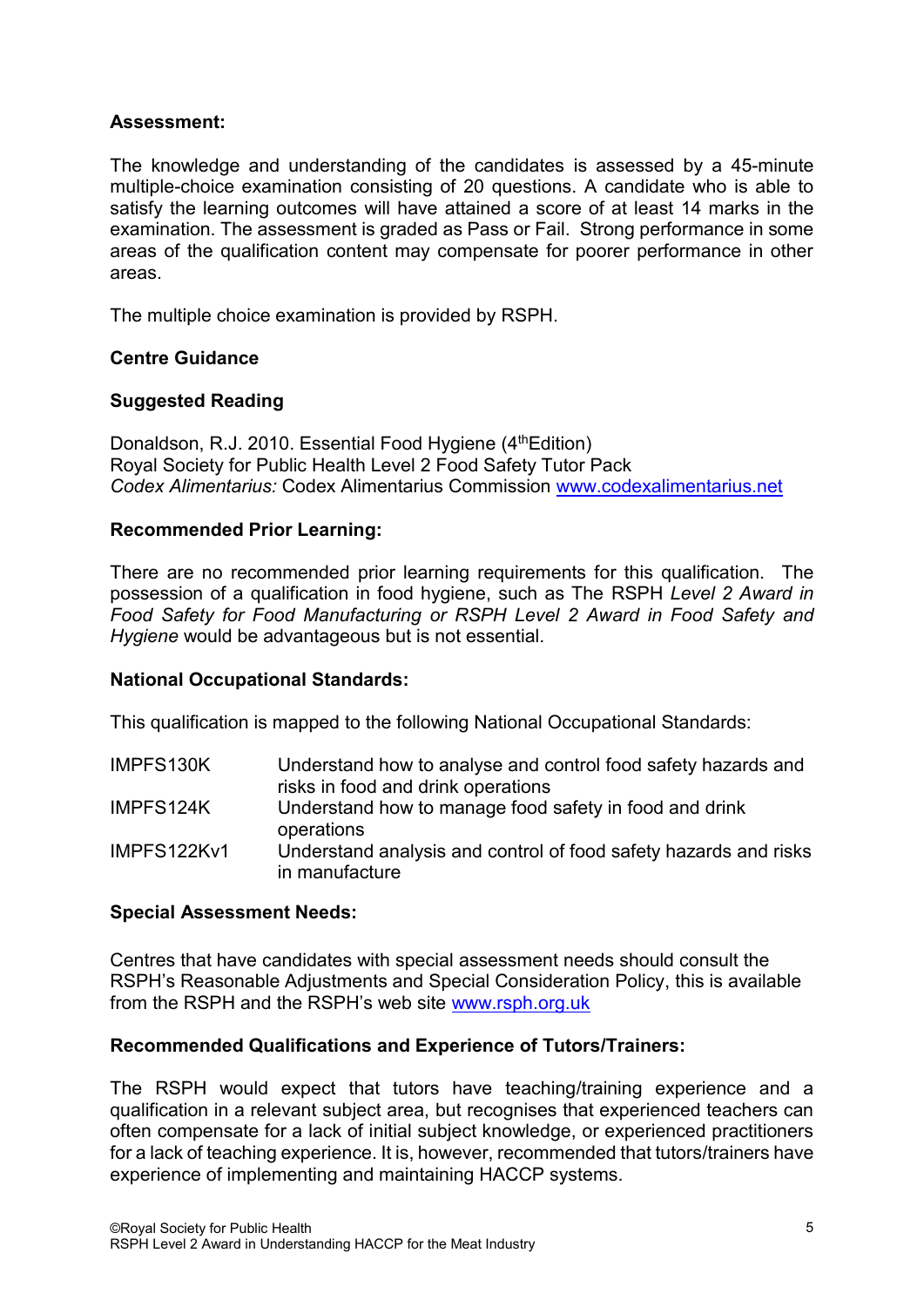**Assessment:**

The knowledge and understanding of the candidates is assessed by a 45-minute multiple-choice examination consisting of 20 questions. A candidate who is able to satisfy the learning outcomes will have attained a score of at least 14 marks in the examination. The assessment is graded as Pass or Fail. Strong performance in some areas of the qualification content may compensate for poorer performance in other areas.

The multiple choice examination is provided by RSPH.

**Centre Guidance**

**Suggested Reading**

Donaldson, R.J. 2010. Essential Food Hygiene (4thEdition)
Royal Society for Public Health Level 2 Food Safety Tutor Pack
*Codex Alimentarius:* Codex Alimentarius Commission www.codexalimentarius.net

**Recommended Prior Learning:**

There are no recommended prior learning requirements for this qualification. The possession of a qualification in food hygiene, such as The RSPH *Level 2 Award in Food Safety for Food Manufacturing or RSPH Level 2 Award in Food Safety and Hygiene* would be advantageous but is not essential.

**National Occupational Standards:**

This qualification is mapped to the following National Occupational Standards:

| | |
|---|---|
| IMPFS130K | Understand how to analyse and control food safety hazards and risks in food and drink operations |
| IMPFS124K | Understand how to manage food safety in food and drink operations |
| IMPFS122Kv1 | Understand analysis and control of food safety hazards and risks in manufacture |

**Special Assessment Needs:**

Centres that have candidates with special assessment needs should consult the RSPH's Reasonable Adjustments and Special Consideration Policy, this is available from the RSPH and the RSPH's web site www.rsph.org.uk

**Recommended Qualifications and Experience of Tutors/Trainers:**

The RSPH would expect that tutors have teaching/training experience and a qualification in a relevant subject area, but recognises that experienced teachers can often compensate for a lack of initial subject knowledge, or experienced practitioners for a lack of teaching experience. It is, however, recommended that tutors/trainers have experience of implementing and maintaining HACCP systems.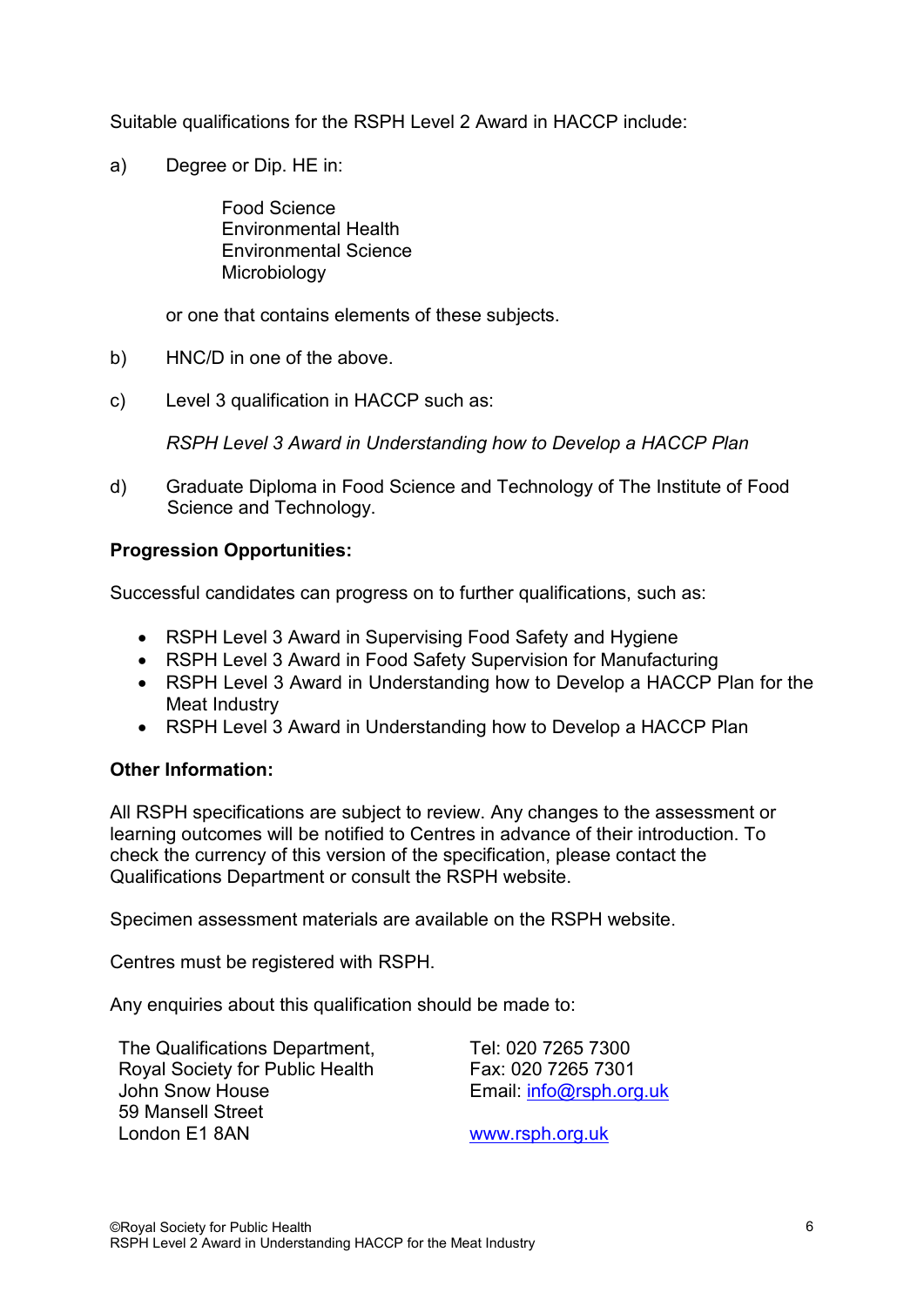Suitable qualifications for the RSPH Level 2 Award in HACCP include:

a) Degree or Dip. HE in:

   Food Science
   Environmental Health
   Environmental Science
   Microbiology

   or one that contains elements of these subjects.

b) HNC/D in one of the above.

c) Level 3 qualification in HACCP such as:

   *RSPH Level 3 Award in Understanding how to Develop a HACCP Plan*

d) Graduate Diploma in Food Science and Technology of The Institute of Food Science and Technology.

**Progression Opportunities:**

Successful candidates can progress on to further qualifications, such as:

- RSPH Level 3 Award in Supervising Food Safety and Hygiene
- RSPH Level 3 Award in Food Safety Supervision for Manufacturing
- RSPH Level 3 Award in Understanding how to Develop a HACCP Plan for the Meat Industry
- RSPH Level 3 Award in Understanding how to Develop a HACCP Plan

**Other Information:**

All RSPH specifications are subject to review. Any changes to the assessment or learning outcomes will be notified to Centres in advance of their introduction. To check the currency of this version of the specification, please contact the Qualifications Department or consult the RSPH website.

Specimen assessment materials are available on the RSPH website.

Centres must be registered with RSPH.

Any enquiries about this qualification should be made to:

The Qualifications Department,
Royal Society for Public Health
John Snow House
59 Mansell Street
London E1 8AN

Tel: 020 7265 7300
Fax: 020 7265 7301
Email: info@rsph.org.uk

www.rsph.org.uk